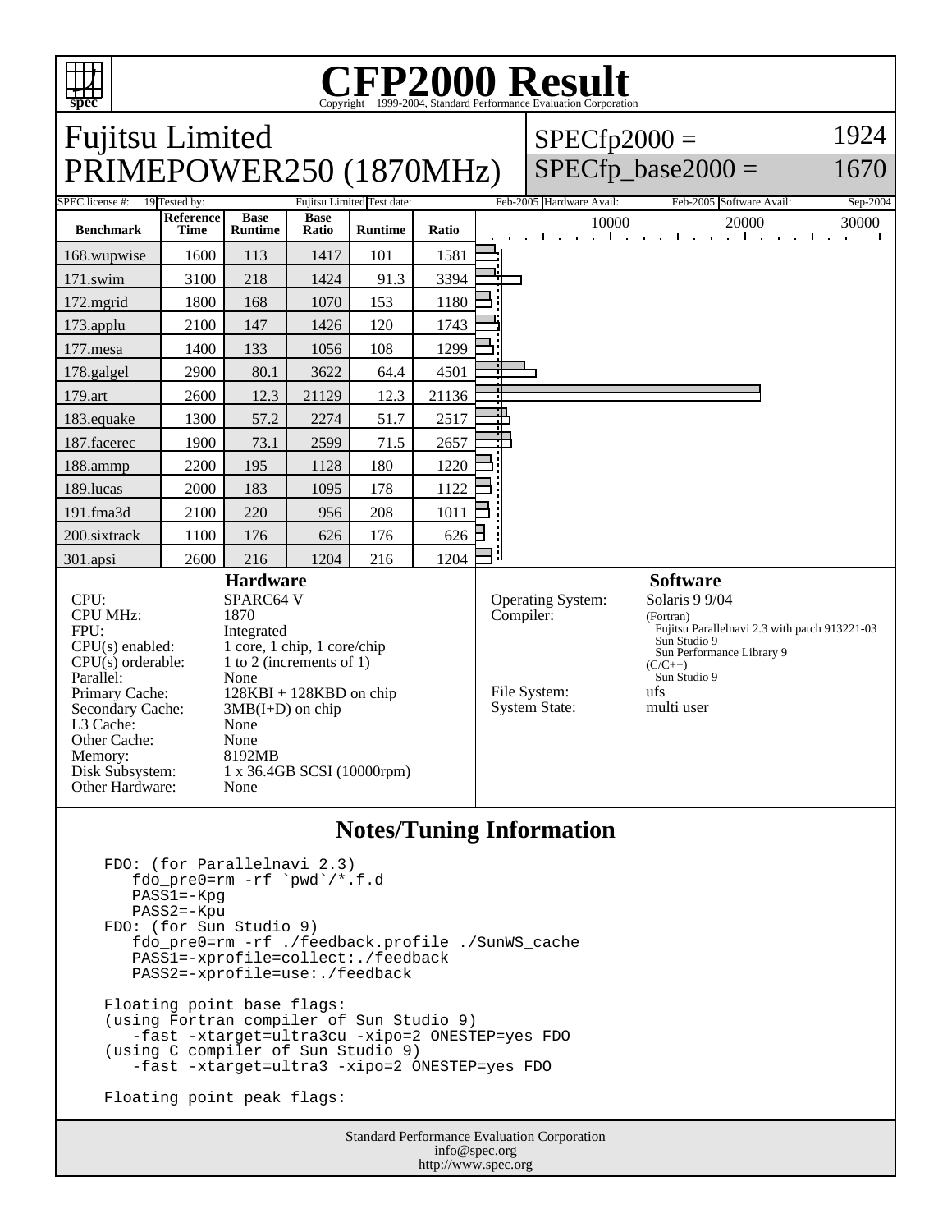# CFP2000 Result

Copyright 1999-2004, Standard Performance Evaluation Corporation

## Fujitsu Limited
## PRIMEPOWER250 (1870MHz)

SPECfp2000 = 1924

SPECfp_base2000 = 1670

| SPEC license #: | 19 | Tested by: | Fujitsu Limited | Test date: | Feb-2005 | Hardware Avail: | Feb-2005 | Software Avail: | Sep-2004 |
|---|---|---|---|---|---|---|---|---|---|

| Benchmark | Reference Time | Base Runtime | Base Ratio | Runtime | Ratio |
|---|---|---|---|---|---|
| 168.wupwise | 1600 | 113 | 1417 | 101 | 1581 |
| 171.swim | 3100 | 218 | 1424 | 91.3 | 3394 |
| 172.mgrid | 1800 | 168 | 1070 | 153 | 1180 |
| 173.applu | 2100 | 147 | 1426 | 120 | 1743 |
| 177.mesa | 1400 | 133 | 1056 | 108 | 1299 |
| 178.galgel | 2900 | 80.1 | 3622 | 64.4 | 4501 |
| 179.art | 2600 | 12.3 | 21129 | 12.3 | 21136 |
| 183.equake | 1300 | 57.2 | 2274 | 51.7 | 2517 |
| 187.facerec | 1900 | 73.1 | 2599 | 71.5 | 2657 |
| 188.ammp | 2200 | 195 | 1128 | 180 | 1220 |
| 189.lucas | 2000 | 183 | 1095 | 178 | 1122 |
| 191.fma3d | 2100 | 220 | 956 | 208 | 1011 |
| 200.sixtrack | 1100 | 176 | 626 | 176 | 626 |
| 301.apsi | 2600 | 216 | 1204 | 216 | 1204 |

### Hardware

| | |
|---|---|
| CPU: | SPARC64 V |
| CPU MHz: | 1870 |
| FPU: | Integrated |
| CPU(s) enabled: | 1 core, 1 chip, 1 core/chip |
| CPU(s) orderable: | 1 to 2 (increments of 1) |
| Parallel: | None |
| Primary Cache: | 128KBI + 128KBD on chip |
| Secondary Cache: | 3MB(I+D) on chip |
| L3 Cache: | None |
| Other Cache: | None |
| Memory: | 8192MB |
| Disk Subsystem: | 1 x 36.4GB SCSI (10000rpm) |
| Other Hardware: | None |

### Software

| | |
|---|---|
| Operating System: | Solaris 9 9/04 |
| Compiler: | (Fortran) Fujitsu Parallelnavi 2.3 with patch 913221-03, Sun Studio 9, Sun Performance Library 9; (C/C++) Sun Studio 9 |
| File System: | ufs |
| System State: | multi user |

### Notes/Tuning Information

```
FDO: (for Parallelnavi 2.3)
   fdo_pre0=rm -rf `pwd`/*.f.d
   PASS1=-Kpg
   PASS2=-Kpu
FDO: (for Sun Studio 9)
   fdo_pre0=rm -rf ./feedback.profile ./SunWS_cache
   PASS1=-xprofile=collect:./feedback
   PASS2=-xprofile=use:./feedback

Floating point base flags:
(using Fortran compiler of Sun Studio 9)
   -fast -xtarget=ultra3cu -xipo=2 ONESTEP=yes FDO
(using C compiler of Sun Studio 9)
   -fast -xtarget=ultra3 -xipo=2 ONESTEP=yes FDO

Floating point peak flags:
```

Standard Performance Evaluation Corporation
info@spec.org
http://www.spec.org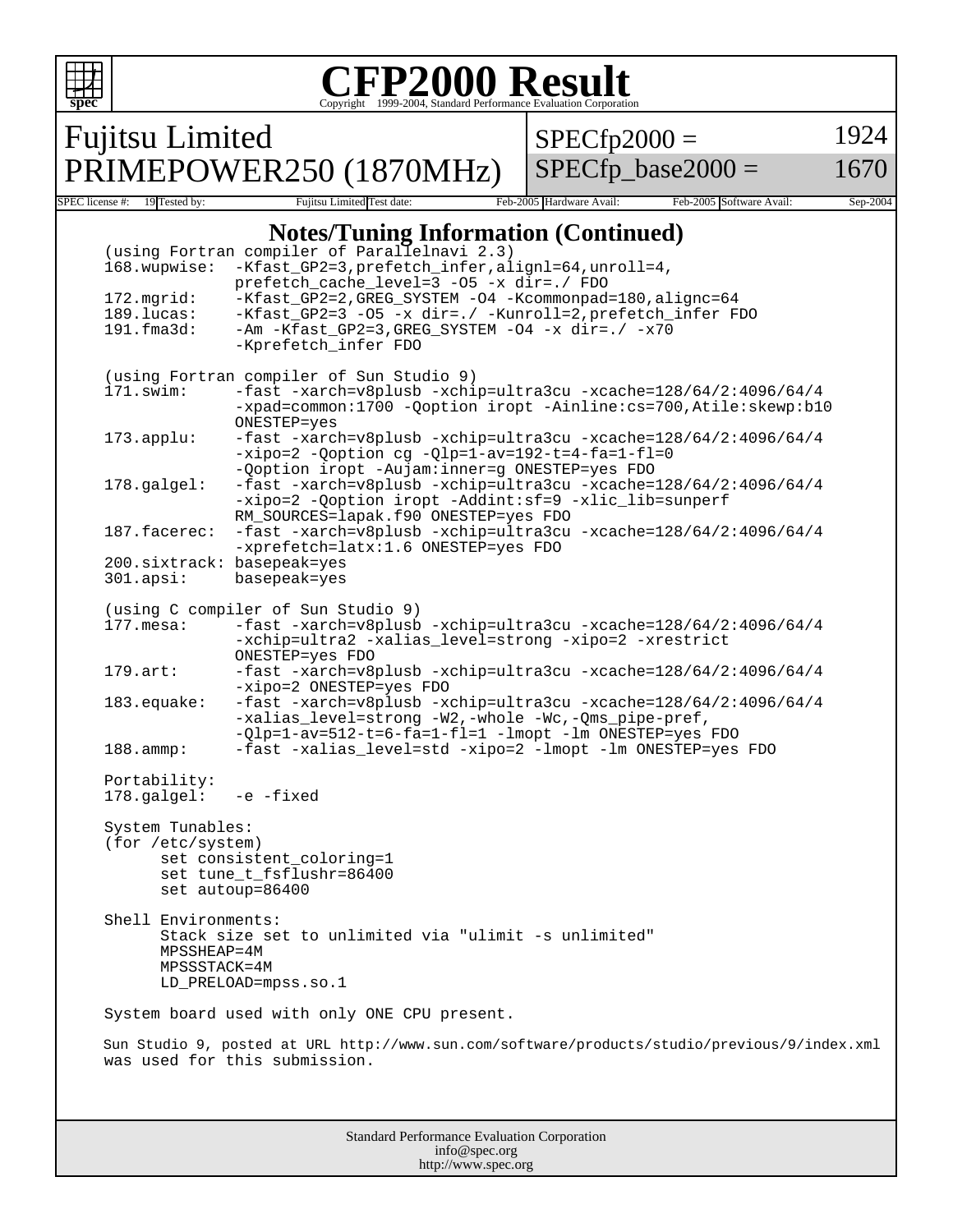# CFP2000 Result

Copyright 1999-2004, Standard Performance Evaluation Corporation

## Fujitsu Limited
## PRIMEPOWER250 (1870MHz)

SPECfp2000 = 1924
SPECfp_base2000 = 1670

SPEC license #: 19 | Tested by: Fujitsu Limited | Test date: Feb-2005 | Hardware Avail: Feb-2005 | Software Avail: Sep-2004

### Notes/Tuning Information (Continued)

```
(using Fortran compiler of Parallelnavi 2.3)
168.wupwise:  -Kfast_GP2=3,prefetch_infer,alignl=64,unroll=4,
              prefetch_cache_level=3 -O5 -x dir=./ FDO
172.mgrid:    -Kfast_GP2=2,GREG_SYSTEM -O4 -Kcommonpad=180,alignc=64
189.lucas:    -Kfast_GP2=3 -O5 -x dir=./ -Kunroll=2,prefetch_infer FDO
191.fma3d:    -Am -Kfast_GP2=3,GREG_SYSTEM -O4 -x dir=./ -x70
              -Kprefetch_infer FDO

(using Fortran compiler of Sun Studio 9)
171.swim:     -fast -xarch=v8plusb -xchip=ultra3cu -xcache=128/64/2:4096/64/4
              -xpad=common:1700 -Qoption iropt -Ainline:cs=700,Atile:skewp:b10
              ONESTEP=yes
173.applu:    -fast -xarch=v8plusb -xchip=ultra3cu -xcache=128/64/2:4096/64/4
              -xipo=2 -Qoption cg -Qlp=1-av=192-t=4-fa=1-fl=0
              -Qoption iropt -Aujam:inner=g ONESTEP=yes FDO
178.galgel:   -fast -xarch=v8plusb -xchip=ultra3cu -xcache=128/64/2:4096/64/4
              -xipo=2 -Qoption iropt -Addint:sf=9 -xlic_lib=sunperf
              RM_SOURCES=lapak.f90 ONESTEP=yes FDO
187.facerec:  -fast -xarch=v8plusb -xchip=ultra3cu -xcache=128/64/2:4096/64/4
              -xprefetch=latx:1.6 ONESTEP=yes FDO
200.sixtrack: basepeak=yes
301.apsi:     basepeak=yes

(using C compiler of Sun Studio 9)
177.mesa:     -fast -xarch=v8plusb -xchip=ultra3cu -xcache=128/64/2:4096/64/4
              -xchip=ultra2 -xalias_level=strong -xipo=2 -xrestrict
              ONESTEP=yes FDO
179.art:      -fast -xarch=v8plusb -xchip=ultra3cu -xcache=128/64/2:4096/64/4
              -xipo=2 ONESTEP=yes FDO
183.equake:   -fast -xarch=v8plusb -xchip=ultra3cu -xcache=128/64/2:4096/64/4
              -xalias_level=strong -W2,-whole -Wc,-Qms_pipe-pref,
              -Qlp=1-av=512-t=6-fa=1-fl=1 -lmopt -lm ONESTEP=yes FDO
188.ammp:     -fast -xalias_level=std -xipo=2 -lmopt -lm ONESTEP=yes FDO

Portability:
178.galgel:   -e -fixed

System Tunables:
(for /etc/system)
      set consistent_coloring=1
      set tune_t_fsflushr=86400
      set autoup=86400

Shell Environments:
      Stack size set to unlimited via "ulimit -s unlimited"
      MPSSHEAP=4M
      MPSSSTACK=4M
      LD_PRELOAD=mpss.so.1
```

System board used with only ONE CPU present.

Sun Studio 9, posted at URL http://www.sun.com/software/products/studio/previous/9/index.xml was used for this submission.

Standard Performance Evaluation Corporation
info@spec.org
http://www.spec.org